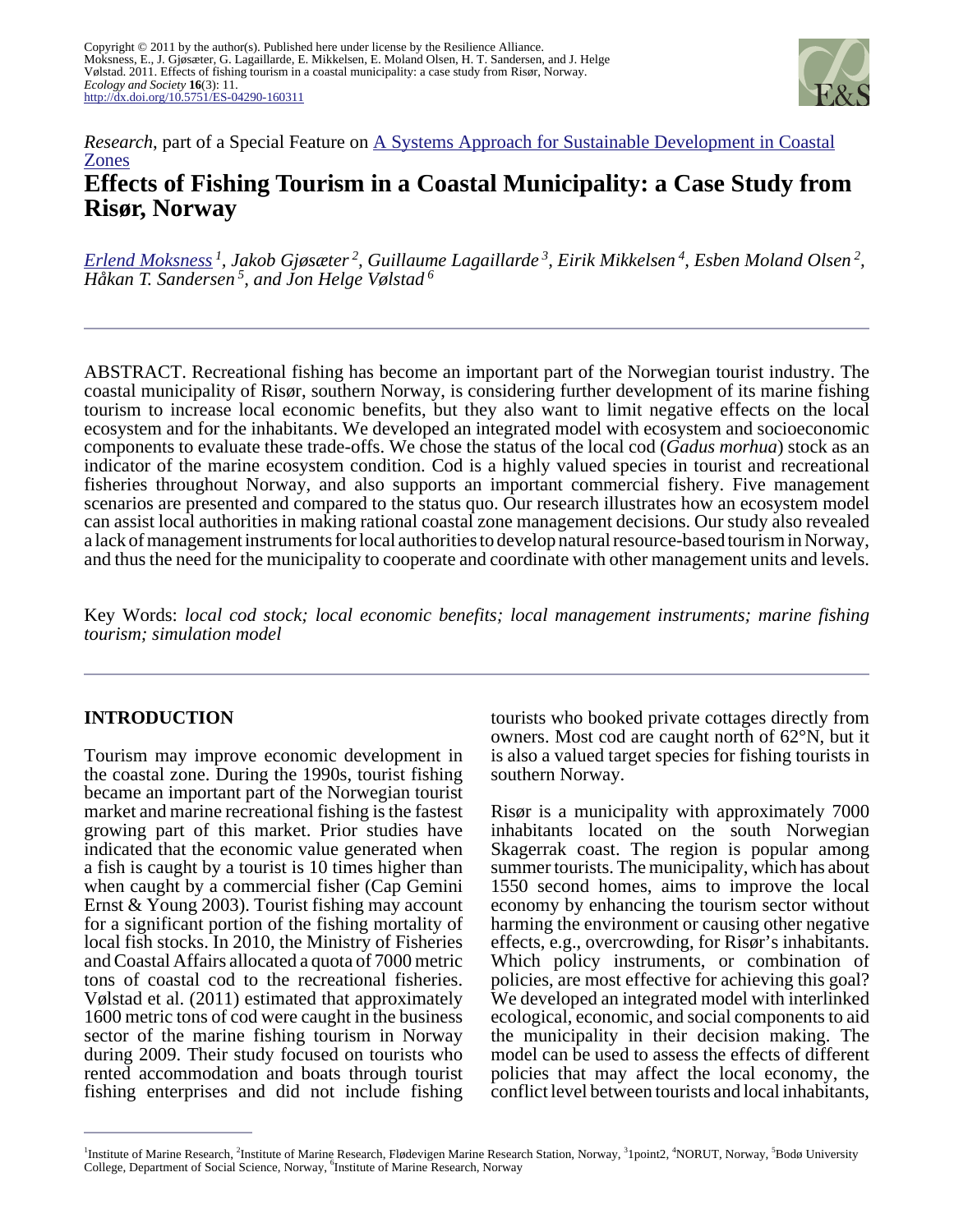Copyright © 2011 by the author(s). Published here under license by the Resilience Alliance.
Moksness, E., J. Gjøsæter, G. Lagaillarde, E. Mikkelsen, E. Moland Olsen, H. T. Sandersen, and J. Helge Vølstad. 2011. Effects of fishing tourism in a coastal municipality: a case study from Risør, Norway. *Ecology and Society* **16**(3): 11.
http://dx.doi.org/10.5751/ES-04290-160311

*Research*, part of a Special Feature on A Systems Approach for Sustainable Development in Coastal Zones

# Effects of Fishing Tourism in a Coastal Municipality: a Case Study from Risør, Norway

*Erlend Moksness [1], Jakob Gjøsæter [2], Guillaume Lagaillarde [3], Eirik Mikkelsen [4], Esben Moland Olsen [2], Håkan T. Sandersen [5], and Jon Helge Vølstad [6]*

ABSTRACT. Recreational fishing has become an important part of the Norwegian tourist industry. The coastal municipality of Risør, southern Norway, is considering further development of its marine fishing tourism to increase local economic benefits, but they also want to limit negative effects on the local ecosystem and for the inhabitants. We developed an integrated model with ecosystem and socioeconomic components to evaluate these trade-offs. We chose the status of the local cod (*Gadus morhua*) stock as an indicator of the marine ecosystem condition. Cod is a highly valued species in tourist and recreational fisheries throughout Norway, and also supports an important commercial fishery. Five management scenarios are presented and compared to the status quo. Our research illustrates how an ecosystem model can assist local authorities in making rational coastal zone management decisions. Our study also revealed a lack of management instruments for local authorities to develop natural resource-based tourism in Norway, and thus the need for the municipality to cooperate and coordinate with other management units and levels.

Key Words: *local cod stock; local economic benefits; local management instruments; marine fishing tourism; simulation model*

## INTRODUCTION

Tourism may improve economic development in the coastal zone. During the 1990s, tourist fishing became an important part of the Norwegian tourist market and marine recreational fishing is the fastest growing part of this market. Prior studies have indicated that the economic value generated when a fish is caught by a tourist is 10 times higher than when caught by a commercial fisher (Cap Gemini Ernst & Young 2003). Tourist fishing may account for a significant portion of the fishing mortality of local fish stocks. In 2010, the Ministry of Fisheries and Coastal Affairs allocated a quota of 7000 metric tons of coastal cod to the recreational fisheries. Vølstad et al. (2011) estimated that approximately 1600 metric tons of cod were caught in the business sector of the marine fishing tourism in Norway during 2009. Their study focused on tourists who rented accommodation and boats through tourist fishing enterprises and did not include fishing tourists who booked private cottages directly from owners. Most cod are caught north of 62°N, but it is also a valued target species for fishing tourists in southern Norway.

Risør is a municipality with approximately 7000 inhabitants located on the south Norwegian Skagerrak coast. The region is popular among summer tourists. The municipality, which has about 1550 second homes, aims to improve the local economy by enhancing the tourism sector without harming the environment or causing other negative effects, e.g., overcrowding, for Risør's inhabitants. Which policy instruments, or combination of policies, are most effective for achieving this goal? We developed an integrated model with interlinked ecological, economic, and social components to aid the municipality in their decision making. The model can be used to assess the effects of different policies that may affect the local economy, the conflict level between tourists and local inhabitants,

[1] Institute of Marine Research, [2] Institute of Marine Research, Flødevigen Marine Research Station, Norway, [3] 1point2, [4] NORUT, Norway, [5] Bodø University College, Department of Social Science, Norway, [6] Institute of Marine Research, Norway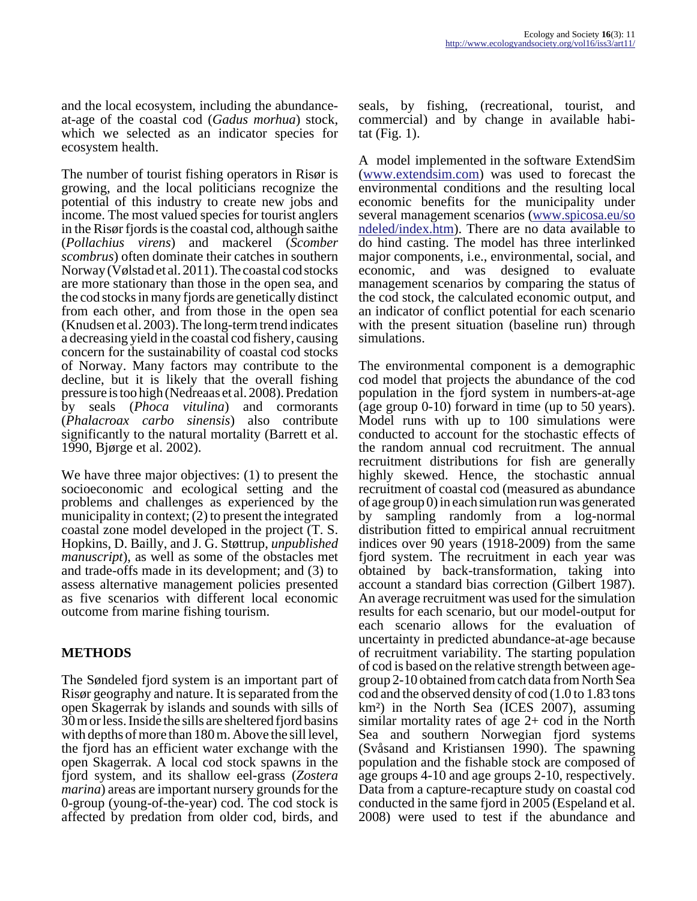and the local ecosystem, including the abundance-at-age of the coastal cod (*Gadus morhua*) stock, which we selected as an indicator species for ecosystem health.

The number of tourist fishing operators in Risør is growing, and the local politicians recognize the potential of this industry to create new jobs and income. The most valued species for tourist anglers in the Risør fjords is the coastal cod, although saithe (*Pollachius virens*) and mackerel (*Scomber scombrus*) often dominate their catches in southern Norway (Vølstad et al. 2011). The coastal cod stocks are more stationary than those in the open sea, and the cod stocks in many fjords are genetically distinct from each other, and from those in the open sea (Knudsen et al. 2003). The long-term trend indicates a decreasing yield in the coastal cod fishery, causing concern for the sustainability of coastal cod stocks of Norway. Many factors may contribute to the decline, but it is likely that the overall fishing pressure is too high (Nedreaas et al. 2008). Predation by seals (*Phoca vitulina*) and cormorants (*Phalacroax carbo sinensis*) also contribute significantly to the natural mortality (Barrett et al. 1990, Bjørge et al. 2002).

We have three major objectives: (1) to present the socioeconomic and ecological setting and the problems and challenges as experienced by the municipality in context; (2) to present the integrated coastal zone model developed in the project (T. S. Hopkins, D. Bailly, and J. G. Støttrup, *unpublished manuscript*), as well as some of the obstacles met and trade-offs made in its development; and (3) to assess alternative management policies presented as five scenarios with different local economic outcome from marine fishing tourism.

## METHODS

The Søndeled fjord system is an important part of Risør geography and nature. It is separated from the open Skagerrak by islands and sounds with sills of 30 m or less. Inside the sills are sheltered fjord basins with depths of more than 180 m. Above the sill level, the fjord has an efficient water exchange with the open Skagerrak. A local cod stock spawns in the fjord system, and its shallow eel-grass (*Zostera marina*) areas are important nursery grounds for the 0-group (young-of-the-year) cod. The cod stock is affected by predation from older cod, birds, and seals, by fishing, (recreational, tourist, and commercial) and by change in available habitat (Fig. 1).

A model implemented in the software ExtendSim (www.extendsim.com) was used to forecast the environmental conditions and the resulting local economic benefits for the municipality under several management scenarios (www.spicosa.eu/sondeled/index.htm). There are no data available to do hind casting. The model has three interlinked major components, i.e., environmental, social, and economic, and was designed to evaluate management scenarios by comparing the status of the cod stock, the calculated economic output, and an indicator of conflict potential for each scenario with the present situation (baseline run) through simulations.

The environmental component is a demographic cod model that projects the abundance of the cod population in the fjord system in numbers-at-age (age group 0-10) forward in time (up to 50 years). Model runs with up to 100 simulations were conducted to account for the stochastic effects of the random annual cod recruitment. The annual recruitment distributions for fish are generally highly skewed. Hence, the stochastic annual recruitment of coastal cod (measured as abundance of age group 0) in each simulation run was generated by sampling randomly from a log-normal distribution fitted to empirical annual recruitment indices over 90 years (1918-2009) from the same fjord system. The recruitment in each year was obtained by back-transformation, taking into account a standard bias correction (Gilbert 1987). An average recruitment was used for the simulation results for each scenario, but our model-output for each scenario allows for the evaluation of uncertainty in predicted abundance-at-age because of recruitment variability. The starting population of cod is based on the relative strength between age-group 2-10 obtained from catch data from North Sea cod and the observed density of cod (1.0 to 1.83 tons km²) in the North Sea (ICES 2007), assuming similar mortality rates of age 2+ cod in the North Sea and southern Norwegian fjord systems (Svåsand and Kristiansen 1990). The spawning population and the fishable stock are composed of age groups 4-10 and age groups 2-10, respectively. Data from a capture-recapture study on coastal cod conducted in the same fjord in 2005 (Espeland et al. 2008) were used to test if the abundance and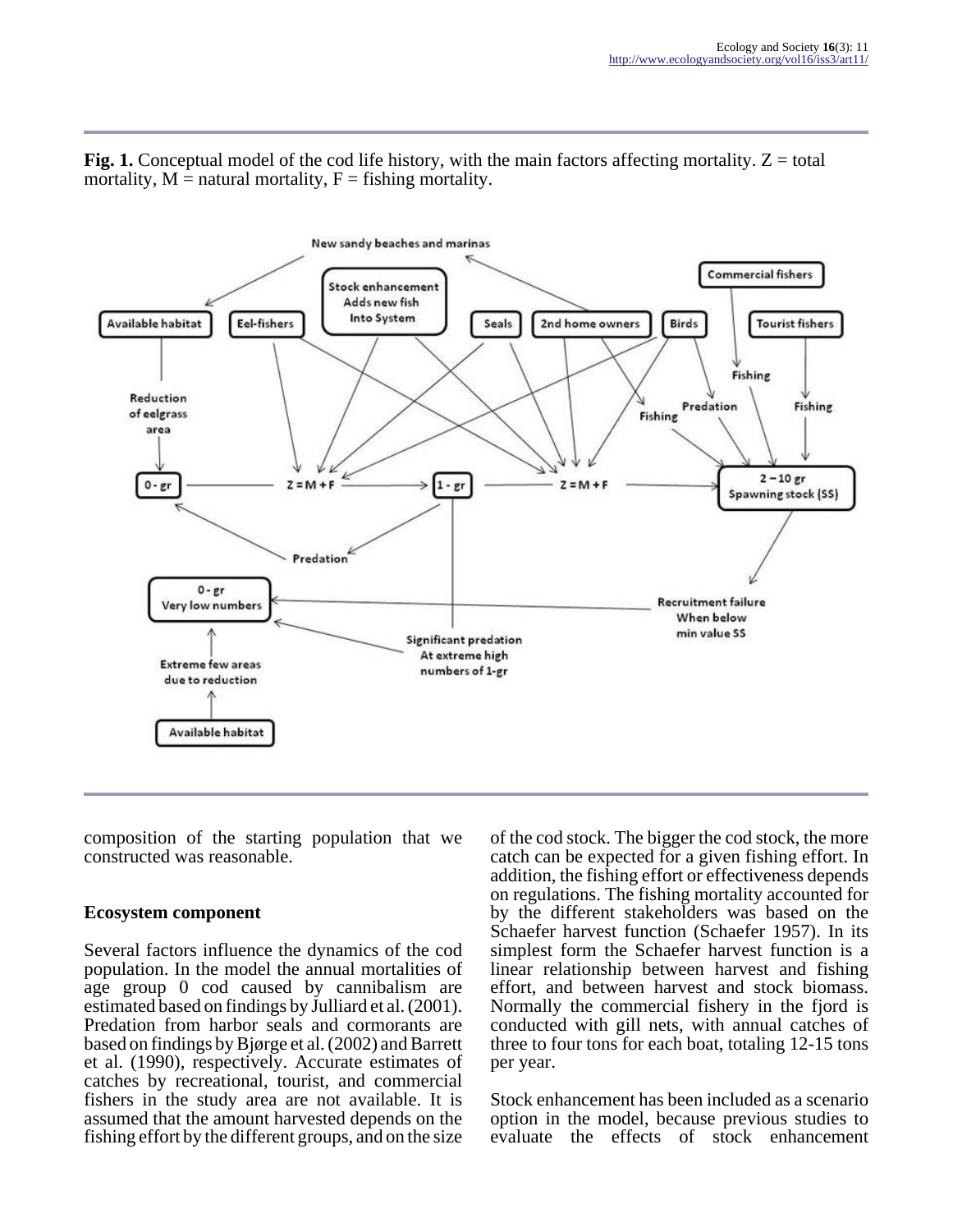**Fig. 1.** Conceptual model of the cod life history, with the main factors affecting mortality. Z = total mortality, M = natural mortality, F = fishing mortality.

composition of the starting population that we constructed was reasonable.

### Ecosystem component

Several factors influence the dynamics of the cod population. In the model the annual mortalities of age group 0 cod caused by cannibalism are estimated based on findings by Julliard et al. (2001). Predation from harbor seals and cormorants are based on findings by Bjørge et al. (2002) and Barrett et al. (1990), respectively. Accurate estimates of catches by recreational, tourist, and commercial fishers in the study area are not available. It is assumed that the amount harvested depends on the fishing effort by the different groups, and on the size of the cod stock. The bigger the cod stock, the more catch can be expected for a given fishing effort. In addition, the fishing effort or effectiveness depends on regulations. The fishing mortality accounted for by the different stakeholders was based on the Schaefer harvest function (Schaefer 1957). In its simplest form the Schaefer harvest function is a linear relationship between harvest and fishing effort, and between harvest and stock biomass. Normally the commercial fishery in the fjord is conducted with gill nets, with annual catches of three to four tons for each boat, totaling 12-15 tons per year.

Stock enhancement has been included as a scenario option in the model, because previous studies to evaluate the effects of stock enhancement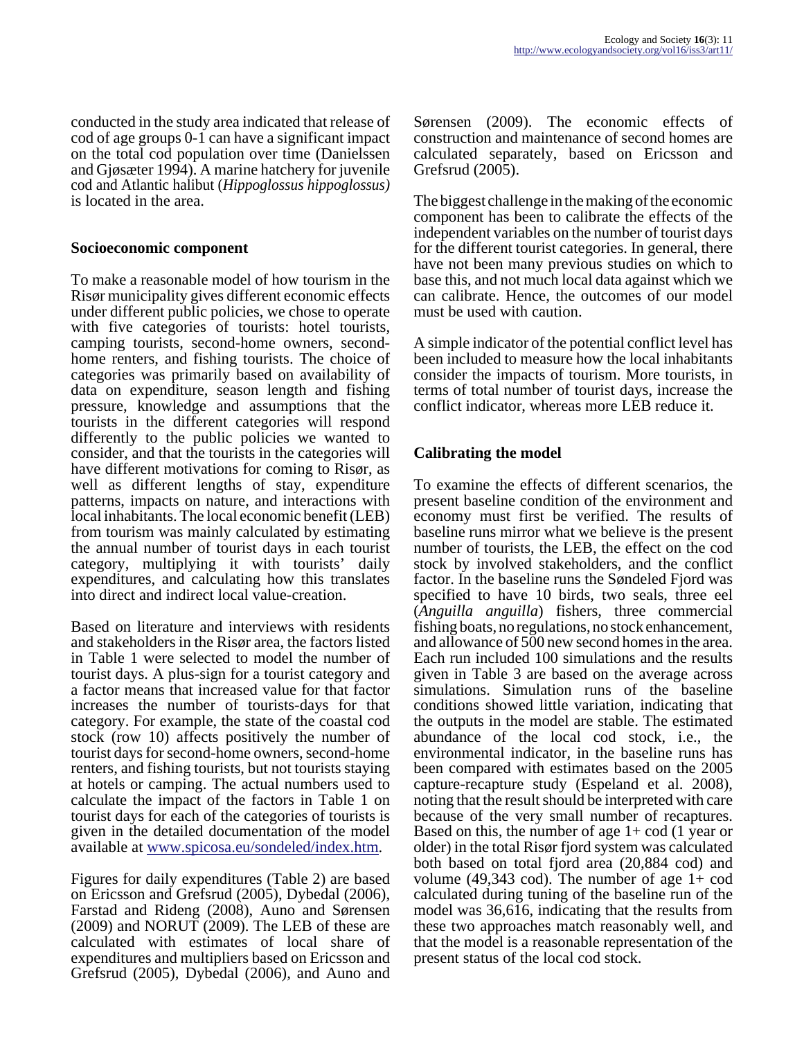conducted in the study area indicated that release of cod of age groups 0-1 can have a significant impact on the total cod population over time (Danielssen and Gjøsæter 1994). A marine hatchery for juvenile cod and Atlantic halibut (*Hippoglossus hippoglossus)* is located in the area.

## Socioeconomic component

To make a reasonable model of how tourism in the Risør municipality gives different economic effects under different public policies, we chose to operate with five categories of tourists: hotel tourists, camping tourists, second-home owners, second-home renters, and fishing tourists. The choice of categories was primarily based on availability of data on expenditure, season length and fishing pressure, knowledge and assumptions that the tourists in the different categories will respond differently to the public policies we wanted to consider, and that the tourists in the categories will have different motivations for coming to Risør, as well as different lengths of stay, expenditure patterns, impacts on nature, and interactions with local inhabitants. The local economic benefit (LEB) from tourism was mainly calculated by estimating the annual number of tourist days in each tourist category, multiplying it with tourists' daily expenditures, and calculating how this translates into direct and indirect local value-creation.

Based on literature and interviews with residents and stakeholders in the Risør area, the factors listed in Table 1 were selected to model the number of tourist days. A plus-sign for a tourist category and a factor means that increased value for that factor increases the number of tourists-days for that category. For example, the state of the coastal cod stock (row 10) affects positively the number of tourist days for second-home owners, second-home renters, and fishing tourists, but not tourists staying at hotels or camping. The actual numbers used to calculate the impact of the factors in Table 1 on tourist days for each of the categories of tourists is given in the detailed documentation of the model available at www.spicosa.eu/sondeled/index.htm.

Figures for daily expenditures (Table 2) are based on Ericsson and Grefsrud (2005), Dybedal (2006), Farstad and Rideng (2008), Auno and Sørensen (2009) and NORUT (2009). The LEB of these are calculated with estimates of local share of expenditures and multipliers based on Ericsson and Grefsrud (2005), Dybedal (2006), and Auno and Sørensen (2009). The economic effects of construction and maintenance of second homes are calculated separately, based on Ericsson and Grefsrud (2005).

The biggest challenge in the making of the economic component has been to calibrate the effects of the independent variables on the number of tourist days for the different tourist categories. In general, there have not been many previous studies on which to base this, and not much local data against which we can calibrate. Hence, the outcomes of our model must be used with caution.

A simple indicator of the potential conflict level has been included to measure how the local inhabitants consider the impacts of tourism. More tourists, in terms of total number of tourist days, increase the conflict indicator, whereas more LEB reduce it.

## Calibrating the model

To examine the effects of different scenarios, the present baseline condition of the environment and economy must first be verified. The results of baseline runs mirror what we believe is the present number of tourists, the LEB, the effect on the cod stock by involved stakeholders, and the conflict factor. In the baseline runs the Søndeled Fjord was specified to have 10 birds, two seals, three eel (*Anguilla anguilla*) fishers, three commercial fishing boats, no regulations, no stock enhancement, and allowance of 500 new second homes in the area. Each run included 100 simulations and the results given in Table 3 are based on the average across simulations. Simulation runs of the baseline conditions showed little variation, indicating that the outputs in the model are stable. The estimated abundance of the local cod stock, i.e., the environmental indicator, in the baseline runs has been compared with estimates based on the 2005 capture-recapture study (Espeland et al. 2008), noting that the result should be interpreted with care because of the very small number of recaptures. Based on this, the number of age 1+ cod (1 year or older) in the total Risør fjord system was calculated both based on total fjord area (20,884 cod) and volume (49,343 cod). The number of age 1+ cod calculated during tuning of the baseline run of the model was 36,616, indicating that the results from these two approaches match reasonably well, and that the model is a reasonable representation of the present status of the local cod stock.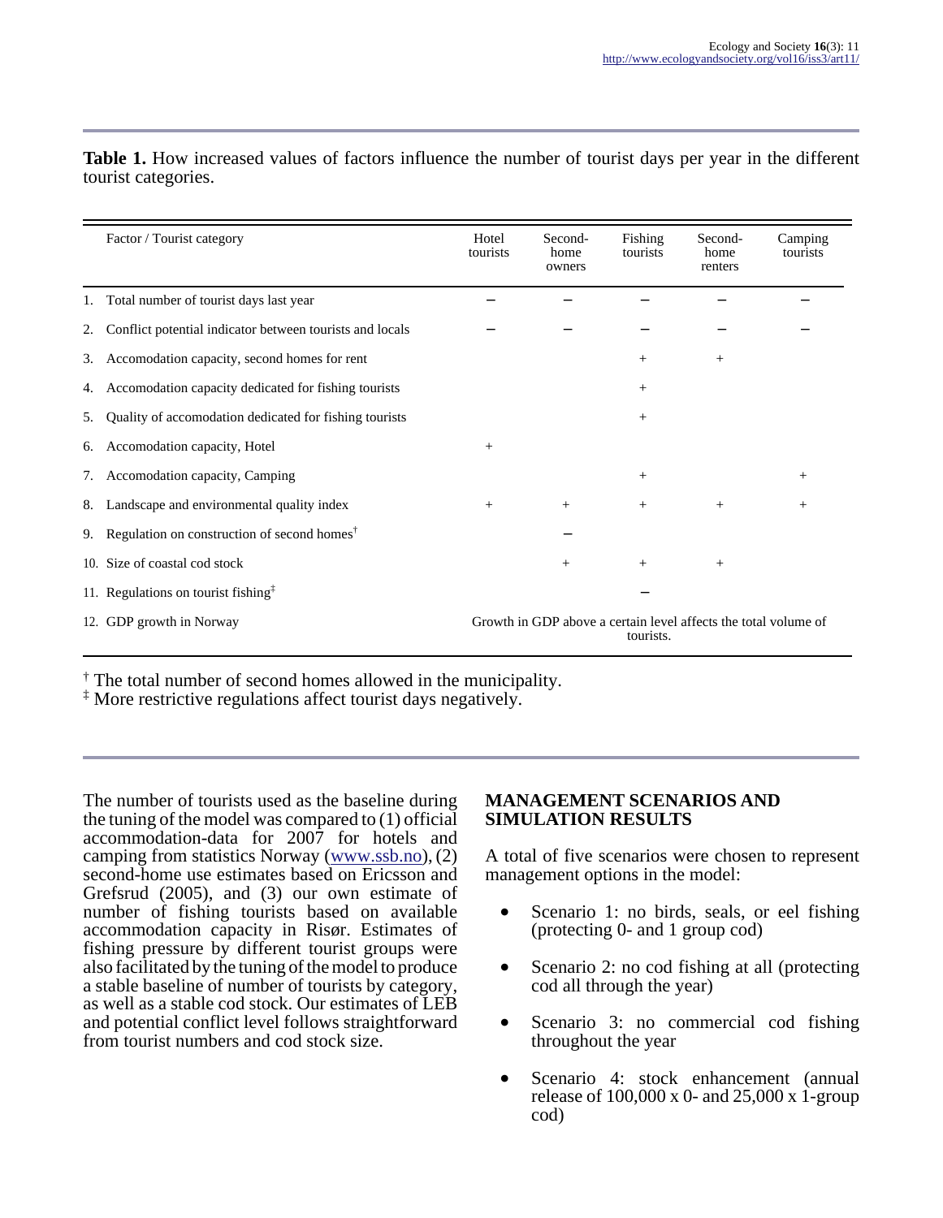**Table 1.** How increased values of factors influence the number of tourist days per year in the different tourist categories.

| Factor / Tourist category | Hotel tourists | Second-home owners | Fishing tourists | Second-home renters | Camping tourists |
|---|---|---|---|---|---|
| 1. Total number of tourist days last year | − | − | − | − | − |
| 2. Conflict potential indicator between tourists and locals | − | − | − | − | − |
| 3. Accomodation capacity, second homes for rent | | | + | + | |
| 4. Accomodation capacity dedicated for fishing tourists | | | + | | |
| 5. Quality of accomodation dedicated for fishing tourists | | | + | | |
| 6. Accomodation capacity, Hotel | + | | | | |
| 7. Accomodation capacity, Camping | | | + | | + |
| 8. Landscape and environmental quality index | + | + | + | + | + |
| 9. Regulation on construction of second homes† | | − | | | |
| 10. Size of coastal cod stock | | + | + | + | |
| 11. Regulations on tourist fishing‡ | | | − | | |
| 12. GDP growth in Norway | Growth in GDP above a certain level affects the total volume of tourists. | | | | |

† The total number of second homes allowed in the municipality.
‡ More restrictive regulations affect tourist days negatively.

The number of tourists used as the baseline during the tuning of the model was compared to (1) official accommodation-data for 2007 for hotels and camping from statistics Norway (www.ssb.no), (2) second-home use estimates based on Ericsson and Grefsrud (2005), and (3) our own estimate of number of fishing tourists based on available accommodation capacity in Risør. Estimates of fishing pressure by different tourist groups were also facilitated by the tuning of the model to produce a stable baseline of number of tourists by category, as well as a stable cod stock. Our estimates of LEB and potential conflict level follows straightforward from tourist numbers and cod stock size.

## MANAGEMENT SCENARIOS AND SIMULATION RESULTS

A total of five scenarios were chosen to represent management options in the model:

- Scenario 1: no birds, seals, or eel fishing (protecting 0- and 1 group cod)
- Scenario 2: no cod fishing at all (protecting cod all through the year)
- Scenario 3: no commercial cod fishing throughout the year
- Scenario 4: stock enhancement (annual release of 100,000 x 0- and 25,000 x 1-group cod)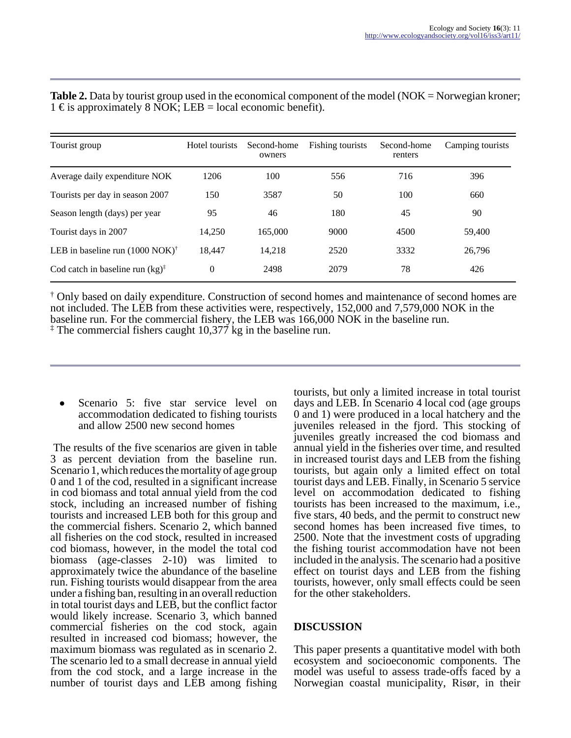**Table 2.** Data by tourist group used in the economical component of the model (NOK = Norwegian kroner; 1 € is approximately 8 NOK; LEB = local economic benefit).

| Tourist group | Hotel tourists | Second-home owners | Fishing tourists | Second-home renters | Camping tourists |
|---|---|---|---|---|---|
| Average daily expenditure NOK | 1206 | 100 | 556 | 716 | 396 |
| Tourists per day in season 2007 | 150 | 3587 | 50 | 100 | 660 |
| Season length (days) per year | 95 | 46 | 180 | 45 | 90 |
| Tourist days in 2007 | 14,250 | 165,000 | 9000 | 4500 | 59,400 |
| LEB in baseline run (1000 NOK)[†] | 18,447 | 14,218 | 2520 | 3332 | 26,796 |
| Cod catch in baseline run (kg)[‡] | 0 | 2498 | 2079 | 78 | 426 |

[†] Only based on daily expenditure. Construction of second homes and maintenance of second homes are not included. The LEB from these activities were, respectively, 152,000 and 7,579,000 NOK in the baseline run. For the commercial fishery, the LEB was 166,000 NOK in the baseline run.
[‡] The commercial fishers caught 10,377 kg in the baseline run.

- Scenario 5: five star service level on accommodation dedicated to fishing tourists and allow 2500 new second homes

The results of the five scenarios are given in table 3 as percent deviation from the baseline run. Scenario 1, which reduces the mortality of age group 0 and 1 of the cod, resulted in a significant increase in cod biomass and total annual yield from the cod stock, including an increased number of fishing tourists and increased LEB both for this group and the commercial fishers. Scenario 2, which banned all fisheries on the cod stock, resulted in increased cod biomass, however, in the model the total cod biomass (age-classes 2-10) was limited to approximately twice the abundance of the baseline run. Fishing tourists would disappear from the area under a fishing ban, resulting in an overall reduction in total tourist days and LEB, but the conflict factor would likely increase. Scenario 3, which banned commercial fisheries on the cod stock, again resulted in increased cod biomass; however, the maximum biomass was regulated as in scenario 2. The scenario led to a small decrease in annual yield from the cod stock, and a large increase in the number of tourist days and LEB among fishing tourists, but only a limited increase in total tourist days and LEB. In Scenario 4 local cod (age groups 0 and 1) were produced in a local hatchery and the juveniles released in the fjord. This stocking of juveniles greatly increased the cod biomass and annual yield in the fisheries over time, and resulted in increased tourist days and LEB from the fishing tourists, but again only a limited effect on total tourist days and LEB. Finally, in Scenario 5 service level on accommodation dedicated to fishing tourists has been increased to the maximum, i.e., five stars, 40 beds, and the permit to construct new second homes has been increased five times, to 2500. Note that the investment costs of upgrading the fishing tourist accommodation have not been included in the analysis. The scenario had a positive effect on tourist days and LEB from the fishing tourists, however, only small effects could be seen for the other stakeholders.

## DISCUSSION

This paper presents a quantitative model with both ecosystem and socioeconomic components. The model was useful to assess trade-offs faced by a Norwegian coastal municipality, Risør, in their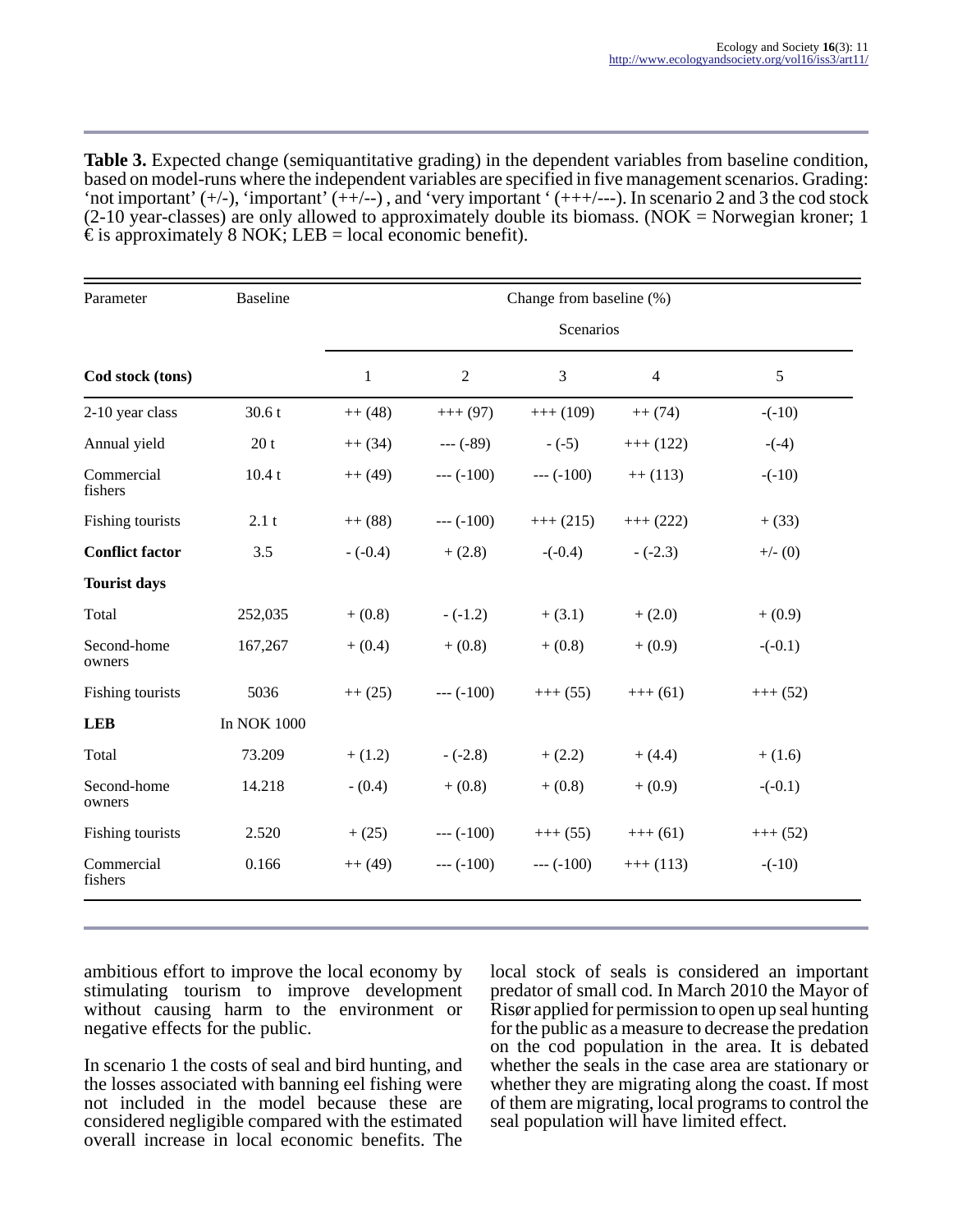**Table 3.** Expected change (semiquantitative grading) in the dependent variables from baseline condition, based on model-runs where the independent variables are specified in five management scenarios. Grading: 'not important' (+/-), 'important' (++/--) , and 'very important ' (+++/---). In scenario 2 and 3 the cod stock (2-10 year-classes) are only allowed to approximately double its biomass. (NOK = Norwegian kroner; 1 € is approximately 8 NOK; LEB = local economic benefit).

| Parameter | Baseline | Change from baseline (%) | | | | |
|---|---|---|---|---|---|---|
| | | Scenarios | | | | |
| **Cod stock (tons)** | | 1 | 2 | 3 | 4 | 5 |
| 2-10 year class | 30.6 t | ++ (48) | +++ (97) | +++ (109) | ++ (74) | -(-10) |
| Annual yield | 20 t | ++ (34) | --- (-89) | - (-5) | +++ (122) | -(-4) |
| Commercial fishers | 10.4 t | ++ (49) | --- (-100) | --- (-100) | ++ (113) | -(-10) |
| Fishing tourists | 2.1 t | ++ (88) | --- (-100) | +++ (215) | +++ (222) | + (33) |
| **Conflict factor** | 3.5 | - (-0.4) | + (2.8) | -(-0.4) | - (-2.3) | +/- (0) |
| **Tourist days** | | | | | | |
| Total | 252,035 | + (0.8) | - (-1.2) | + (3.1) | + (2.0) | + (0.9) |
| Second-home owners | 167,267 | + (0.4) | + (0.8) | + (0.8) | + (0.9) | -(-0.1) |
| Fishing tourists | 5036 | ++ (25) | --- (-100) | +++ (55) | +++ (61) | +++ (52) |
| **LEB** | In NOK 1000 | | | | | |
| Total | 73.209 | + (1.2) | - (-2.8) | + (2.2) | + (4.4) | + (1.6) |
| Second-home owners | 14.218 | - (0.4) | + (0.8) | + (0.8) | + (0.9) | -(-0.1) |
| Fishing tourists | 2.520 | + (25) | --- (-100) | +++ (55) | +++ (61) | +++ (52) |
| Commercial fishers | 0.166 | ++ (49) | --- (-100) | --- (-100) | +++ (113) | -(-10) |

ambitious effort to improve the local economy by stimulating tourism to improve development without causing harm to the environment or negative effects for the public.

In scenario 1 the costs of seal and bird hunting, and the losses associated with banning eel fishing were not included in the model because these are considered negligible compared with the estimated overall increase in local economic benefits. The local stock of seals is considered an important predator of small cod. In March 2010 the Mayor of Risør applied for permission to open up seal hunting for the public as a measure to decrease the predation on the cod population in the area. It is debated whether the seals in the case area are stationary or whether they are migrating along the coast. If most of them are migrating, local programs to control the seal population will have limited effect.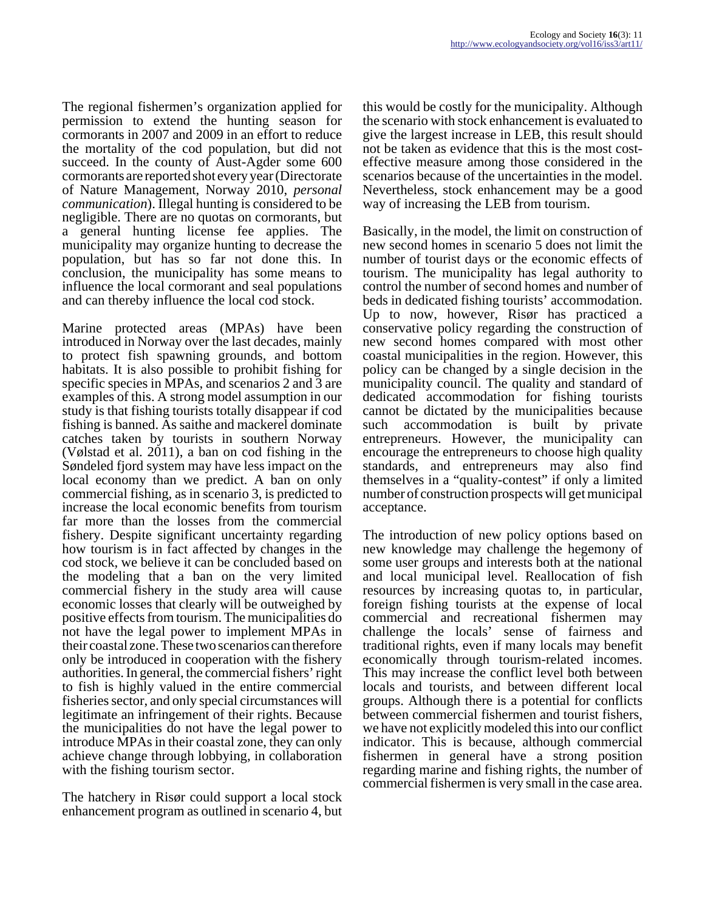The regional fishermen's organization applied for permission to extend the hunting season for cormorants in 2007 and 2009 in an effort to reduce the mortality of the cod population, but did not succeed. In the county of Aust-Agder some 600 cormorants are reported shot every year (Directorate of Nature Management, Norway 2010, *personal communication*). Illegal hunting is considered to be negligible. There are no quotas on cormorants, but a general hunting license fee applies. The municipality may organize hunting to decrease the population, but has so far not done this. In conclusion, the municipality has some means to influence the local cormorant and seal populations and can thereby influence the local cod stock.

Marine protected areas (MPAs) have been introduced in Norway over the last decades, mainly to protect fish spawning grounds, and bottom habitats. It is also possible to prohibit fishing for specific species in MPAs, and scenarios 2 and 3 are examples of this. A strong model assumption in our study is that fishing tourists totally disappear if cod fishing is banned. As saithe and mackerel dominate catches taken by tourists in southern Norway (Vølstad et al. 2011), a ban on cod fishing in the Søndeled fjord system may have less impact on the local economy than we predict. A ban on only commercial fishing, as in scenario 3, is predicted to increase the local economic benefits from tourism far more than the losses from the commercial fishery. Despite significant uncertainty regarding how tourism is in fact affected by changes in the cod stock, we believe it can be concluded based on the modeling that a ban on the very limited commercial fishery in the study area will cause economic losses that clearly will be outweighed by positive effects from tourism. The municipalities do not have the legal power to implement MPAs in their coastal zone. These two scenarios can therefore only be introduced in cooperation with the fishery authorities. In general, the commercial fishers' right to fish is highly valued in the entire commercial fisheries sector, and only special circumstances will legitimate an infringement of their rights. Because the municipalities do not have the legal power to introduce MPAs in their coastal zone, they can only achieve change through lobbying, in collaboration with the fishing tourism sector.

The hatchery in Risør could support a local stock enhancement program as outlined in scenario 4, but this would be costly for the municipality. Although the scenario with stock enhancement is evaluated to give the largest increase in LEB, this result should not be taken as evidence that this is the most cost-effective measure among those considered in the scenarios because of the uncertainties in the model. Nevertheless, stock enhancement may be a good way of increasing the LEB from tourism.

Basically, in the model, the limit on construction of new second homes in scenario 5 does not limit the number of tourist days or the economic effects of tourism. The municipality has legal authority to control the number of second homes and number of beds in dedicated fishing tourists' accommodation. Up to now, however, Risør has practiced a conservative policy regarding the construction of new second homes compared with most other coastal municipalities in the region. However, this policy can be changed by a single decision in the municipality council. The quality and standard of dedicated accommodation for fishing tourists cannot be dictated by the municipalities because such accommodation is built by private entrepreneurs. However, the municipality can encourage the entrepreneurs to choose high quality standards, and entrepreneurs may also find themselves in a "quality-contest" if only a limited number of construction prospects will get municipal acceptance.

The introduction of new policy options based on new knowledge may challenge the hegemony of some user groups and interests both at the national and local municipal level. Reallocation of fish resources by increasing quotas to, in particular, foreign fishing tourists at the expense of local commercial and recreational fishermen may challenge the locals' sense of fairness and traditional rights, even if many locals may benefit economically through tourism-related incomes. This may increase the conflict level both between locals and tourists, and between different local groups. Although there is a potential for conflicts between commercial fishermen and tourist fishers, we have not explicitly modeled this into our conflict indicator. This is because, although commercial fishermen in general have a strong position regarding marine and fishing rights, the number of commercial fishermen is very small in the case area.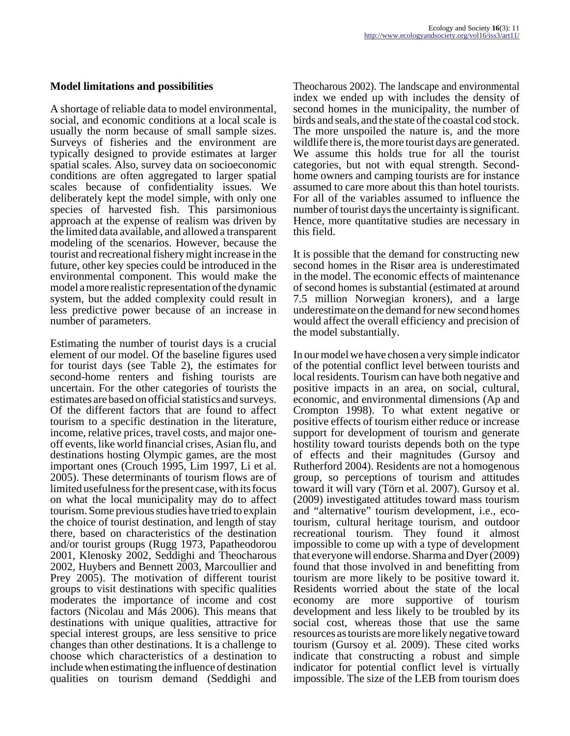## Model limitations and possibilities

A shortage of reliable data to model environmental, social, and economic conditions at a local scale is usually the norm because of small sample sizes. Surveys of fisheries and the environment are typically designed to provide estimates at larger spatial scales. Also, survey data on socioeconomic conditions are often aggregated to larger spatial scales because of confidentiality issues. We deliberately kept the model simple, with only one species of harvested fish. This parsimonious approach at the expense of realism was driven by the limited data available, and allowed a transparent modeling of the scenarios. However, because the tourist and recreational fishery might increase in the future, other key species could be introduced in the environmental component. This would make the model a more realistic representation of the dynamic system, but the added complexity could result in less predictive power because of an increase in number of parameters.

Estimating the number of tourist days is a crucial element of our model. Of the baseline figures used for tourist days (see Table 2), the estimates for second-home renters and fishing tourists are uncertain. For the other categories of tourists the estimates are based on official statistics and surveys. Of the different factors that are found to affect tourism to a specific destination in the literature, income, relative prices, travel costs, and major one-off events, like world financial crises, Asian flu, and destinations hosting Olympic games, are the most important ones (Crouch 1995, Lim 1997, Li et al. 2005). These determinants of tourism flows are of limited usefulness for the present case, with its focus on what the local municipality may do to affect tourism. Some previous studies have tried to explain the choice of tourist destination, and length of stay there, based on characteristics of the destination and/or tourist groups (Rugg 1973, Papatheodorou 2001, Klenosky 2002, Seddighi and Theocharous 2002, Huybers and Bennett 2003, Marcoullier and Prey 2005). The motivation of different tourist groups to visit destinations with specific qualities moderates the importance of income and cost factors (Nicolau and Más 2006). This means that destinations with unique qualities, attractive for special interest groups, are less sensitive to price changes than other destinations. It is a challenge to choose which characteristics of a destination to include when estimating the influence of destination qualities on tourism demand (Seddighi and Theocharous 2002). The landscape and environmental index we ended up with includes the density of second homes in the municipality, the number of birds and seals, and the state of the coastal cod stock. The more unspoiled the nature is, and the more wildlife there is, the more tourist days are generated. We assume this holds true for all the tourist categories, but not with equal strength. Second-home owners and camping tourists are for instance assumed to care more about this than hotel tourists. For all of the variables assumed to influence the number of tourist days the uncertainty is significant. Hence, more quantitative studies are necessary in this field.

It is possible that the demand for constructing new second homes in the Risør area is underestimated in the model. The economic effects of maintenance of second homes is substantial (estimated at around 7.5 million Norwegian kroners), and a large underestimate on the demand for new second homes would affect the overall efficiency and precision of the model substantially.

In our model we have chosen a very simple indicator of the potential conflict level between tourists and local residents. Tourism can have both negative and positive impacts in an area, on social, cultural, economic, and environmental dimensions (Ap and Crompton 1998). To what extent negative or positive effects of tourism either reduce or increase support for development of tourism and generate hostility toward tourists depends both on the type of effects and their magnitudes (Gursoy and Rutherford 2004). Residents are not a homogenous group, so perceptions of tourism and attitudes toward it will vary (Törn et al. 2007). Gursoy et al. (2009) investigated attitudes toward mass tourism and "alternative" tourism development, i.e., eco-tourism, cultural heritage tourism, and outdoor recreational tourism. They found it almost impossible to come up with a type of development that everyone will endorse. Sharma and Dyer (2009) found that those involved in and benefitting from tourism are more likely to be positive toward it. Residents worried about the state of the local economy are more supportive of tourism development and less likely to be troubled by its social cost, whereas those that use the same resources as tourists are more likely negative toward tourism (Gursoy et al. 2009). These cited works indicate that constructing a robust and simple indicator for potential conflict level is virtually impossible. The size of the LEB from tourism does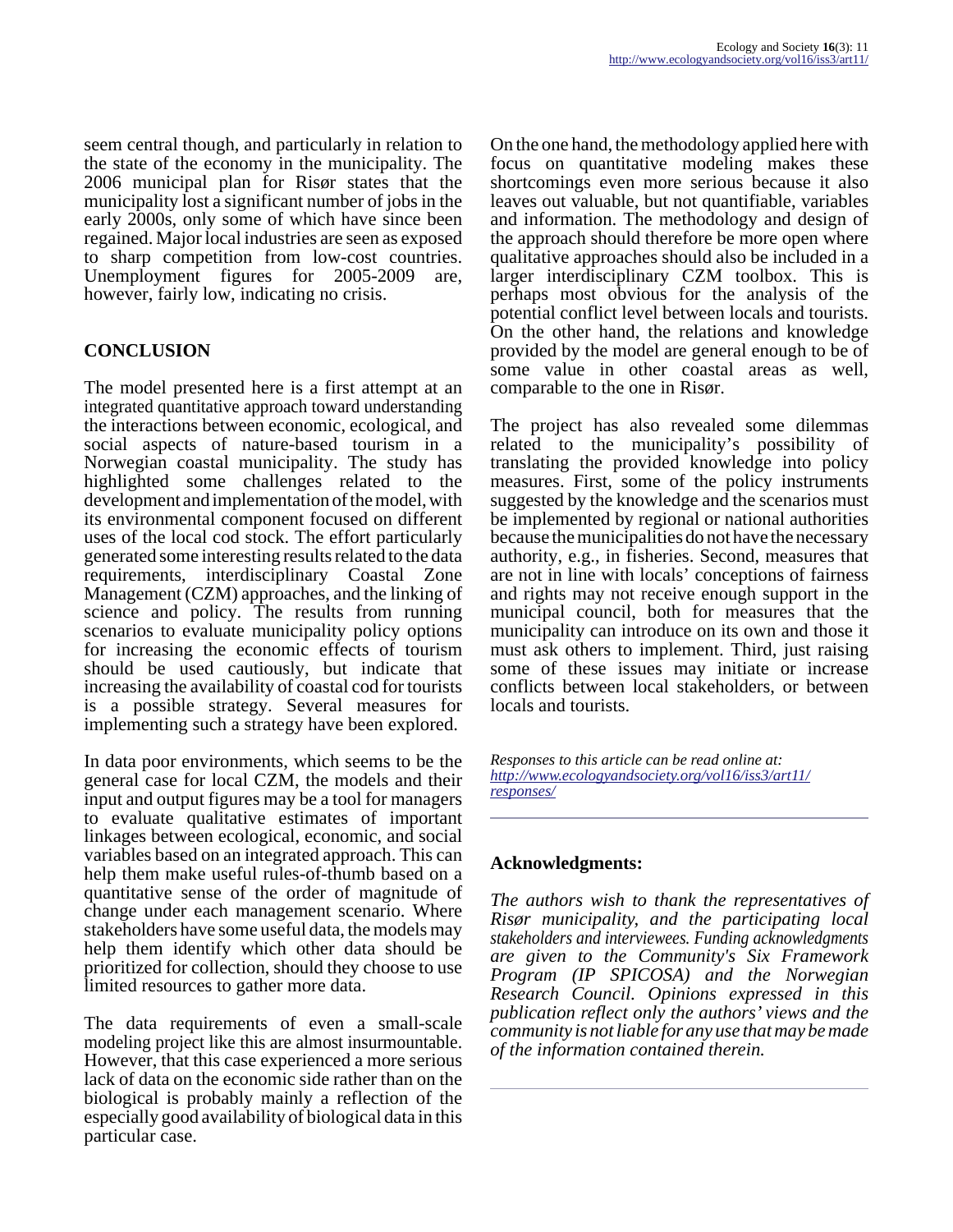seem central though, and particularly in relation to the state of the economy in the municipality. The 2006 municipal plan for Risør states that the municipality lost a significant number of jobs in the early 2000s, only some of which have since been regained. Major local industries are seen as exposed to sharp competition from low-cost countries. Unemployment figures for 2005-2009 are, however, fairly low, indicating no crisis.

## CONCLUSION

The model presented here is a first attempt at an integrated quantitative approach toward understanding the interactions between economic, ecological, and social aspects of nature-based tourism in a Norwegian coastal municipality. The study has highlighted some challenges related to the development and implementation of the model, with its environmental component focused on different uses of the local cod stock. The effort particularly generated some interesting results related to the data requirements, interdisciplinary Coastal Zone Management (CZM) approaches, and the linking of science and policy. The results from running scenarios to evaluate municipality policy options for increasing the economic effects of tourism should be used cautiously, but indicate that increasing the availability of coastal cod for tourists is a possible strategy. Several measures for implementing such a strategy have been explored.

In data poor environments, which seems to be the general case for local CZM, the models and their input and output figures may be a tool for managers to evaluate qualitative estimates of important linkages between ecological, economic, and social variables based on an integrated approach. This can help them make useful rules-of-thumb based on a quantitative sense of the order of magnitude of change under each management scenario. Where stakeholders have some useful data, the models may help them identify which other data should be prioritized for collection, should they choose to use limited resources to gather more data.

The data requirements of even a small-scale modeling project like this are almost insurmountable. However, that this case experienced a more serious lack of data on the economic side rather than on the biological is probably mainly a reflection of the especially good availability of biological data in this particular case.

On the one hand, the methodology applied here with focus on quantitative modeling makes these shortcomings even more serious because it also leaves out valuable, but not quantifiable, variables and information. The methodology and design of the approach should therefore be more open where qualitative approaches should also be included in a larger interdisciplinary CZM toolbox. This is perhaps most obvious for the analysis of the potential conflict level between locals and tourists. On the other hand, the relations and knowledge provided by the model are general enough to be of some value in other coastal areas as well, comparable to the one in Risør.

The project has also revealed some dilemmas related to the municipality's possibility of translating the provided knowledge into policy measures. First, some of the policy instruments suggested by the knowledge and the scenarios must be implemented by regional or national authorities because the municipalities do not have the necessary authority, e.g., in fisheries. Second, measures that are not in line with locals' conceptions of fairness and rights may not receive enough support in the municipal council, both for measures that the municipality can introduce on its own and those it must ask others to implement. Third, just raising some of these issues may initiate or increase conflicts between local stakeholders, or between locals and tourists.

*Responses to this article can be read online at:* 
*http://www.ecologyandsociety.org/vol16/iss3/art11/responses/*

## Acknowledgments:

*The authors wish to thank the representatives of Risør municipality, and the participating local stakeholders and interviewees. Funding acknowledgments are given to the Community's Six Framework Program (IP SPICOSA) and the Norwegian Research Council. Opinions expressed in this publication reflect only the authors' views and the community is not liable for any use that may be made of the information contained therein.*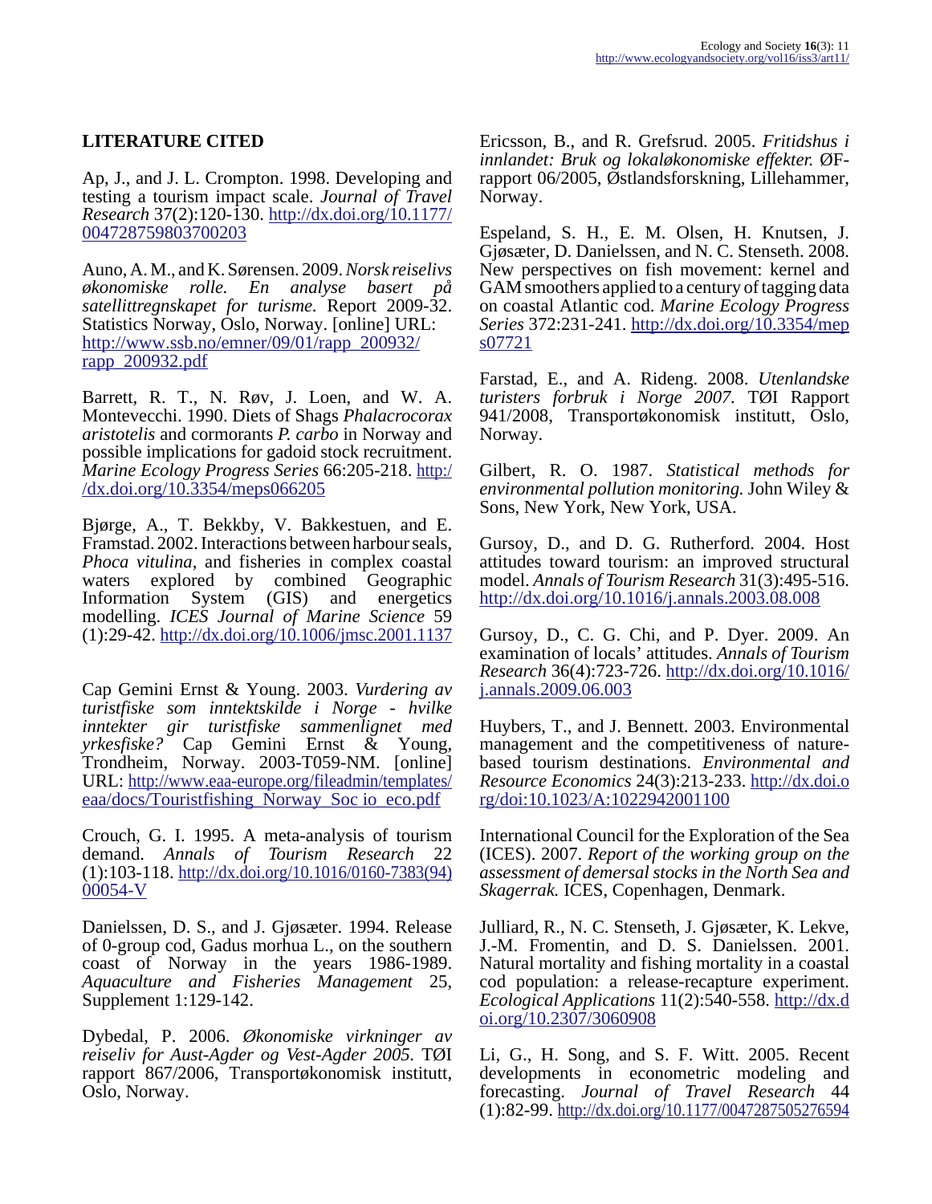## LITERATURE CITED

Ap, J., and J. L. Crompton. 1998. Developing and testing a tourism impact scale. *Journal of Travel Research* 37(2):120-130. http://dx.doi.org/10.1177/004728759803700203

Auno, A. M., and K. Sørensen. 2009. *Norsk reiselivs økonomiske rolle. En analyse basert på satellittregnskapet for turisme.* Report 2009-32. Statistics Norway, Oslo, Norway. [online] URL: http://www.ssb.no/emner/09/01/rapp_200932/rapp_200932.pdf

Barrett, R. T., N. Røv, J. Loen, and W. A. Montevecchi. 1990. Diets of Shags *Phalacrocorax aristotelis* and cormorants *P. carbo* in Norway and possible implications for gadoid stock recruitment. *Marine Ecology Progress Series* 66:205-218. http://dx.doi.org/10.3354/meps066205

Bjørge, A., T. Bekkby, V. Bakkestuen, and E. Framstad. 2002. Interactions between harbour seals, *Phoca vitulina*, and fisheries in complex coastal waters explored by combined Geographic Information System (GIS) and energetics modelling. *ICES Journal of Marine Science* 59(1):29-42. http://dx.doi.org/10.1006/jmsc.2001.1137

Cap Gemini Ernst & Young. 2003. *Vurdering av turistfiske som inntektskilde i Norge - hvilke inntekter gir turistfiske sammenlignet med yrkesfiske?* Cap Gemini Ernst & Young, Trondheim, Norway. 2003-T059-NM. [online] URL: http://www.eaa-europe.org/fileadmin/templates/eaa/docs/Touristfishing_Norway_Soc io_eco.pdf

Crouch, G. I. 1995. A meta-analysis of tourism demand. *Annals of Tourism Research* 22(1):103-118. http://dx.doi.org/10.1016/0160-7383(94)00054-V

Danielssen, D. S., and J. Gjøsæter. 1994. Release of 0-group cod, Gadus morhua L., on the southern coast of Norway in the years 1986-1989. *Aquaculture and Fisheries Management* 25, Supplement 1:129-142.

Dybedal, P. 2006. *Økonomiske virkninger av reiseliv for Aust-Agder og Vest-Agder 2005.* TØI rapport 867/2006, Transportøkonomisk institutt, Oslo, Norway.

Ericsson, B., and R. Grefsrud. 2005. *Fritidshus i innlandet: Bruk og lokaløkonomiske effekter.* ØF-rapport 06/2005, Østlandsforskning, Lillehammer, Norway.

Espeland, S. H., E. M. Olsen, H. Knutsen, J. Gjøsæter, D. Danielssen, and N. C. Stenseth. 2008. New perspectives on fish movement: kernel and GAM smoothers applied to a century of tagging data on coastal Atlantic cod. *Marine Ecology Progress Series* 372:231-241. http://dx.doi.org/10.3354/meps07721

Farstad, E., and A. Rideng. 2008. *Utenlandske turisters forbruk i Norge 2007.* TØI Rapport 941/2008, Transportøkonomisk institutt, Oslo, Norway.

Gilbert, R. O. 1987. *Statistical methods for environmental pollution monitoring.* John Wiley & Sons, New York, New York, USA.

Gursoy, D., and D. G. Rutherford. 2004. Host attitudes toward tourism: an improved structural model. *Annals of Tourism Research* 31(3):495-516. http://dx.doi.org/10.1016/j.annals.2003.08.008

Gursoy, D., C. G. Chi, and P. Dyer. 2009. An examination of locals' attitudes. *Annals of Tourism Research* 36(4):723-726. http://dx.doi.org/10.1016/j.annals.2009.06.003

Huybers, T., and J. Bennett. 2003. Environmental management and the competitiveness of nature-based tourism destinations. *Environmental and Resource Economics* 24(3):213-233. http://dx.doi.org/doi:10.1023/A:1022942001100

International Council for the Exploration of the Sea (ICES). 2007. *Report of the working group on the assessment of demersal stocks in the North Sea and Skagerrak.* ICES, Copenhagen, Denmark.

Julliard, R., N. C. Stenseth, J. Gjøsæter, K. Lekve, J.-M. Fromentin, and D. S. Danielssen. 2001. Natural mortality and fishing mortality in a coastal cod population: a release-recapture experiment. *Ecological Applications* 11(2):540-558. http://dx.doi.org/10.2307/3060908

Li, G., H. Song, and S. F. Witt. 2005. Recent developments in econometric modeling and forecasting. *Journal of Travel Research* 44(1):82-99. http://dx.doi.org/10.1177/0047287505276594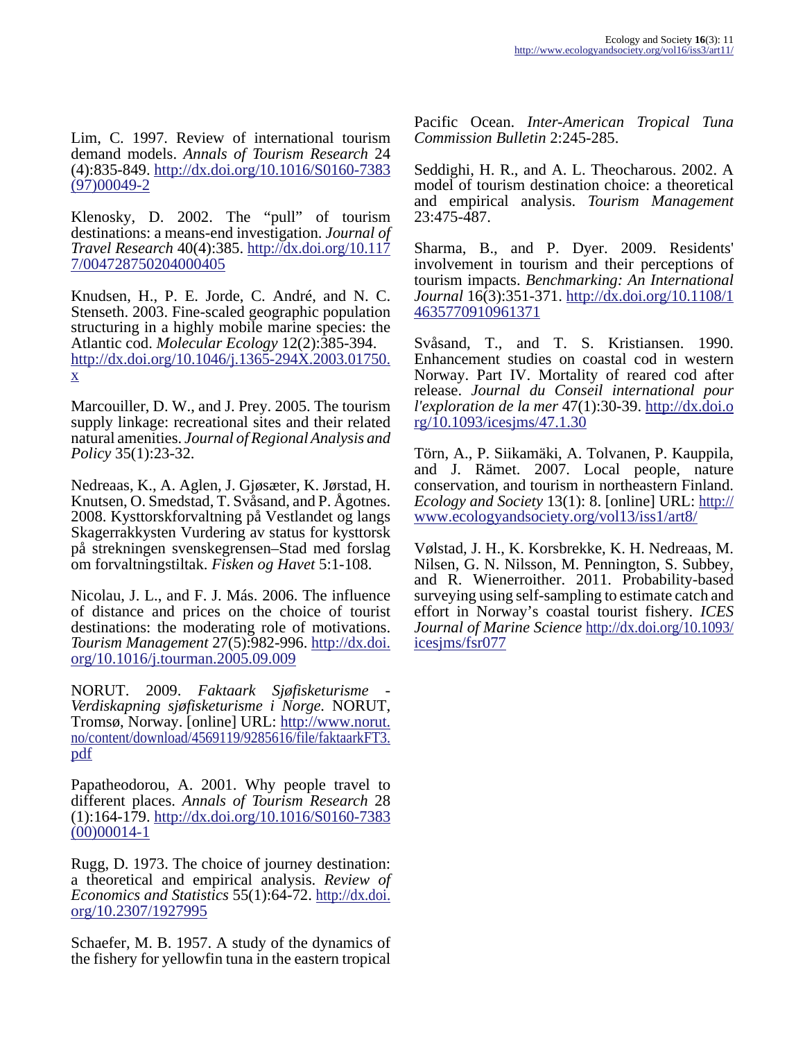Lim, C. 1997. Review of international tourism demand models. *Annals of Tourism Research* 24 (4):835-849. http://dx.doi.org/10.1016/S0160-7383(97)00049-2

Klenosky, D. 2002. The “pull” of tourism destinations: a means-end investigation. *Journal of Travel Research* 40(4):385. http://dx.doi.org/10.1177/004728750204000405

Knudsen, H., P. E. Jorde, C. André, and N. C. Stenseth. 2003. Fine-scaled geographic population structuring in a highly mobile marine species: the Atlantic cod. *Molecular Ecology* 12(2):385-394. http://dx.doi.org/10.1046/j.1365-294X.2003.01750.x

Marcouiller, D. W., and J. Prey. 2005. The tourism supply linkage: recreational sites and their related natural amenities. *Journal of Regional Analysis and Policy* 35(1):23-32.

Nedreaas, K., A. Aglen, J. Gjøsæter, K. Jørstad, H. Knutsen, O. Smedstad, T. Svåsand, and P. Ågotnes. 2008. Kysttorskforvaltning på Vestlandet og langs Skagerrakkysten Vurdering av status for kysttorsk på strekningen svenskegrensen–Stad med forslag om forvaltningstiltak. *Fisken og Havet* 5:1-108.

Nicolau, J. L., and F. J. Más. 2006. The influence of distance and prices on the choice of tourist destinations: the moderating role of motivations. *Tourism Management* 27(5):982-996. http://dx.doi.org/10.1016/j.tourman.2005.09.009

NORUT. 2009. *Faktaark Sjøfisketurisme - Verdiskapning sjøfisketurisme i Norge*. NORUT, Tromsø, Norway. [online] URL: http://www.norut.no/content/download/4569119/9285616/file/faktaarkFT3.pdf

Papatheodorou, A. 2001. Why people travel to different places. *Annals of Tourism Research* 28 (1):164-179. http://dx.doi.org/10.1016/S0160-7383(00)00014-1

Rugg, D. 1973. The choice of journey destination: a theoretical and empirical analysis. *Review of Economics and Statistics* 55(1):64-72. http://dx.doi.org/10.2307/1927995

Schaefer, M. B. 1957. A study of the dynamics of the fishery for yellowfin tuna in the eastern tropical Pacific Ocean. *Inter-American Tropical Tuna Commission Bulletin* 2:245-285.

Seddighi, H. R., and A. L. Theocharous. 2002. A model of tourism destination choice: a theoretical and empirical analysis. *Tourism Management* 23:475-487.

Sharma, B., and P. Dyer. 2009. Residents' involvement in tourism and their perceptions of tourism impacts. *Benchmarking: An International Journal* 16(3):351-371. http://dx.doi.org/10.1108/14635770910961371

Svåsand, T., and T. S. Kristiansen. 1990. Enhancement studies on coastal cod in western Norway. Part IV. Mortality of reared cod after release. *Journal du Conseil international pour l'exploration de la mer* 47(1):30-39. http://dx.doi.org/10.1093/icesjms/47.1.30

Törn, A., P. Siikamäki, A. Tolvanen, P. Kauppila, and J. Rämet. 2007. Local people, nature conservation, and tourism in northeastern Finland. *Ecology and Society* 13(1): 8. [online] URL: http://www.ecologyandsociety.org/vol13/iss1/art8/

Vølstad, J. H., K. Korsbrekke, K. H. Nedreaas, M. Nilsen, G. N. Nilsson, M. Pennington, S. Subbey, and R. Wienerroither. 2011. Probability-based surveying using self-sampling to estimate catch and effort in Norway's coastal tourist fishery. *ICES Journal of Marine Science* http://dx.doi.org/10.1093/icesjms/fsr077